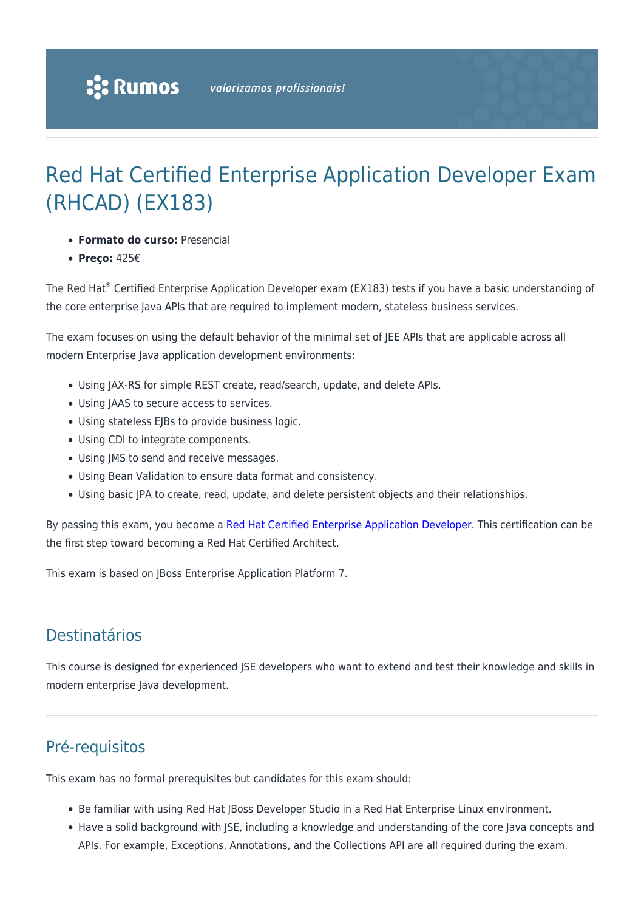# Red Hat Certified Enterprise Application Developer Exam (RHCAD) (EX183)

- **Formato do curso:** Presencial
- **Preço:** 425€

The Red Hat® Certified Enterprise Application Developer exam (EX183) tests if you have a basic understanding of the core enterprise Java APIs that are required to implement modern, stateless business services.

The exam focuses on using the default behavior of the minimal set of JEE APIs that are applicable across all modern Enterprise Java application development environments:

- Using JAX-RS for simple REST create, read/search, update, and delete APIs.
- Using JAAS to secure access to services.
- Using stateless EJBs to provide business logic.
- Using CDI to integrate components.
- Using JMS to send and receive messages.
- Using Bean Validation to ensure data format and consistency.
- Using basic JPA to create, read, update, and delete persistent objects and their relationships.

By passing this exam, you become a Red Hat Certified Enterprise Application Developer. This certification can be the first step toward becoming a Red Hat Certified Architect.

This exam is based on JBoss Enterprise Application Platform 7.

## Destinatários

This course is designed for experienced JSE developers who want to extend and test their knowledge and skills in modern enterprise Java development.

## Pré-requisitos

This exam has no formal prerequisites but candidates for this exam should:

- Be familiar with using Red Hat JBoss Developer Studio in a Red Hat Enterprise Linux environment.
- Have a solid background with JSE, including a knowledge and understanding of the core Java concepts and APIs. For example, Exceptions, Annotations, and the Collections API are all required during the exam.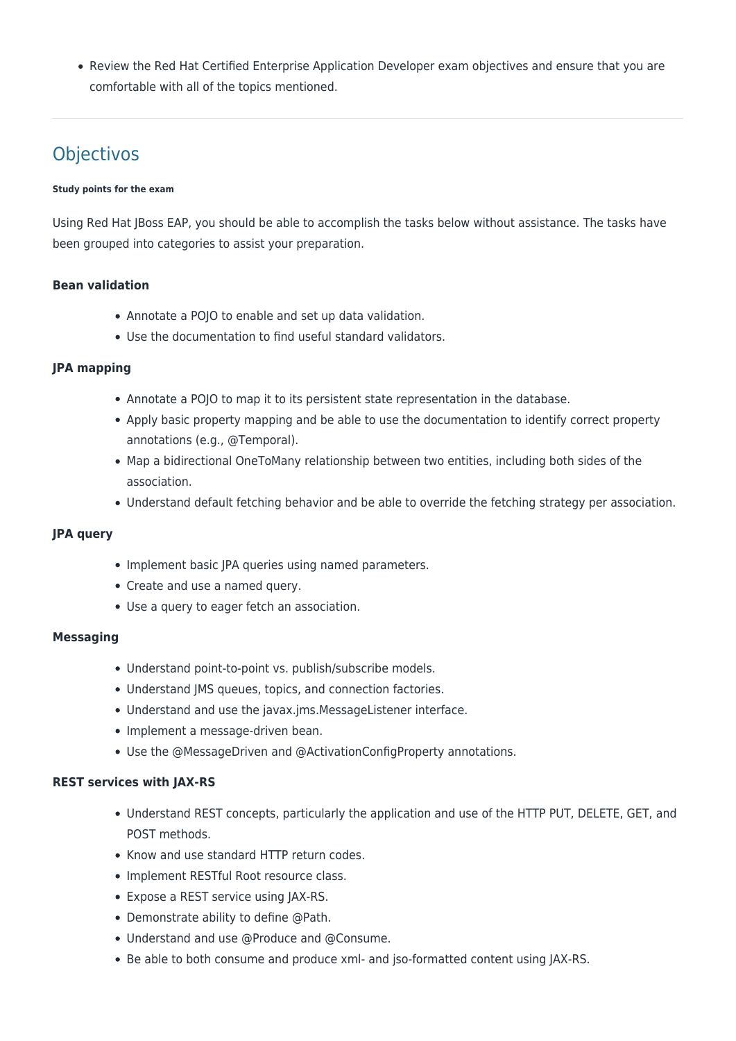- Review the Red Hat Certified Enterprise Application Developer exam objectives and ensure that you are comfortable with all of the topics mentioned.

---

## Objectivos

###### Study points for the exam

Using Red Hat JBoss EAP, you should be able to accomplish the tasks below without assistance. The tasks have been grouped into categories to assist your preparation.

#### Bean validation

- Annotate a POJO to enable and set up data validation.
- Use the documentation to find useful standard validators.

#### JPA mapping

- Annotate a POJO to map it to its persistent state representation in the database.
- Apply basic property mapping and be able to use the documentation to identify correct property annotations (e.g., @Temporal).
- Map a bidirectional OneToMany relationship between two entities, including both sides of the association.
- Understand default fetching behavior and be able to override the fetching strategy per association.

#### JPA query

- Implement basic JPA queries using named parameters.
- Create and use a named query.
- Use a query to eager fetch an association.

#### Messaging

- Understand point-to-point vs. publish/subscribe models.
- Understand JMS queues, topics, and connection factories.
- Understand and use the javax.jms.MessageListener interface.
- Implement a message-driven bean.
- Use the @MessageDriven and @ActivationConfigProperty annotations.

#### REST services with JAX-RS

- Understand REST concepts, particularly the application and use of the HTTP PUT, DELETE, GET, and POST methods.
- Know and use standard HTTP return codes.
- Implement RESTful Root resource class.
- Expose a REST service using JAX-RS.
- Demonstrate ability to define @Path.
- Understand and use @Produce and @Consume.
- Be able to both consume and produce xml- and jso-formatted content using JAX-RS.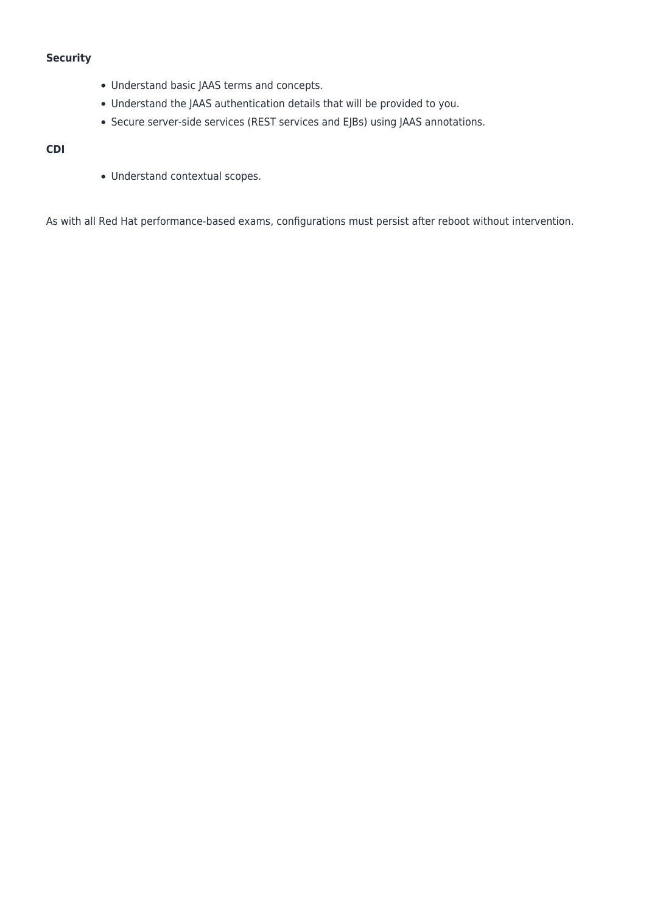**Security**

- Understand basic JAAS terms and concepts.
- Understand the JAAS authentication details that will be provided to you.
- Secure server-side services (REST services and EJBs) using JAAS annotations.

**CDI**

- Understand contextual scopes.

As with all Red Hat performance-based exams, configurations must persist after reboot without intervention.